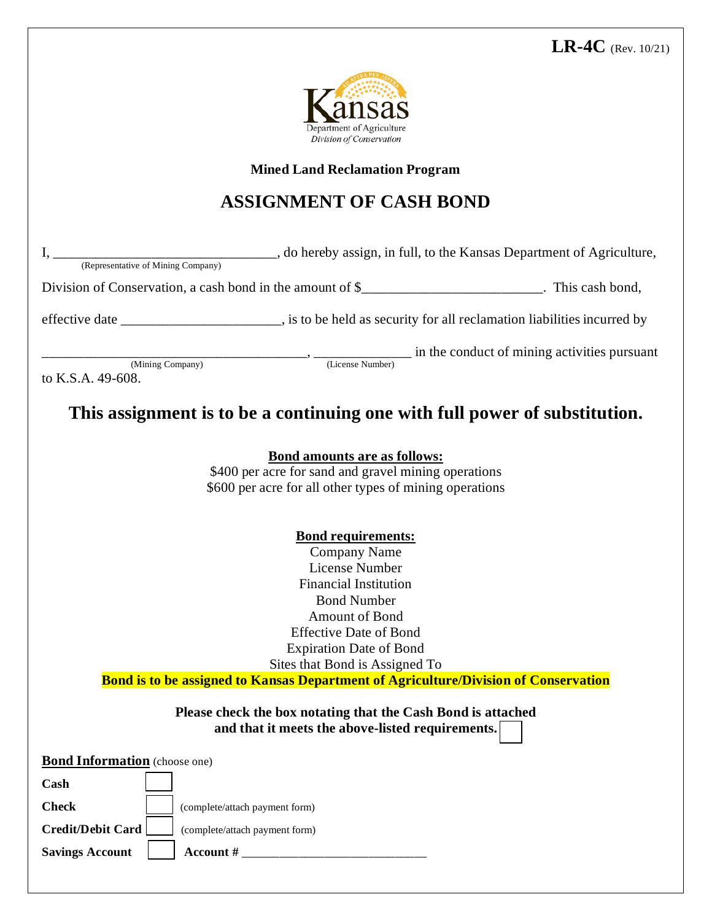LR-4C (Rev. 10/21)

Kansas Department of Agriculture
*Division of Conservation*

**Mined Land Reclamation Program**

# ASSIGNMENT OF CASH BOND

I, ________________________________ (Representative of Mining Company), do hereby assign, in full, to the Kansas Department of Agriculture, Division of Conservation, a cash bond in the amount of $_________________________. This cash bond, effective date ______________________, is to be held as security for all reclamation liabilities incurred by ______________________________________ (Mining Company), _____________ (License Number) in the conduct of mining activities pursuant to K.S.A. 49-608.

## This assignment is to be a continuing one with full power of substitution.

**Bond amounts are as follows:**

$400 per acre for sand and gravel mining operations
$600 per acre for all other types of mining operations

**Bond requirements:**

Company Name
License Number
Financial Institution
Bond Number
Amount of Bond
Effective Date of Bond
Expiration Date of Bond
Sites that Bond is Assigned To
**Bond is to be assigned to Kansas Department of Agriculture/Division of Conservation**

**Please check the box notating that the Cash Bond is attached and that it meets the above-listed requirements.** ☐

**Bond Information** (choose one)

**Cash** ☐

**Check** ☐ (complete/attach payment form)

**Credit/Debit Card** ☐ (complete/attach payment form)

**Savings Account** ☐ **Account #** _____________________________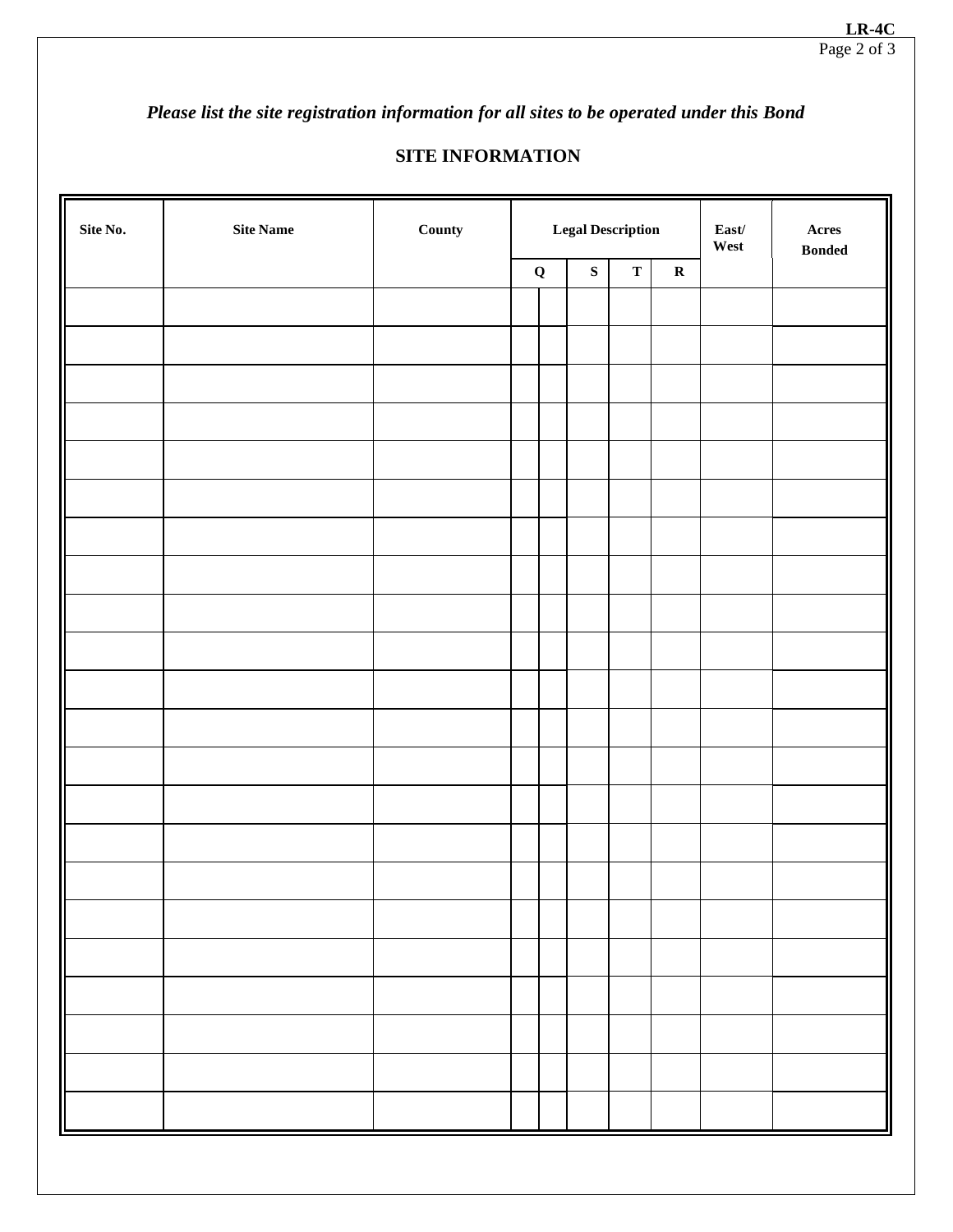*Please list the site registration information for all sites to be operated under this Bond*

## SITE INFORMATION

| Site No. | Site Name | County | Legal Description | | | | East/ West | Acres Bonded |
|---|---|---|---|---|---|---|---|---|
| | | | Q | S | T | R | | |
| | | | | | | | | |
| | | | | | | | | |
| | | | | | | | | |
| | | | | | | | | |
| | | | | | | | | |
| | | | | | | | | |
| | | | | | | | | |
| | | | | | | | | |
| | | | | | | | | |
| | | | | | | | | |
| | | | | | | | | |
| | | | | | | | | |
| | | | | | | | | |
| | | | | | | | | |
| | | | | | | | | |
| | | | | | | | | |
| | | | | | | | | |
| | | | | | | | | |
| | | | | | | | | |
| | | | | | | | | |
| | | | | | | | | |
| | | | | | | | | |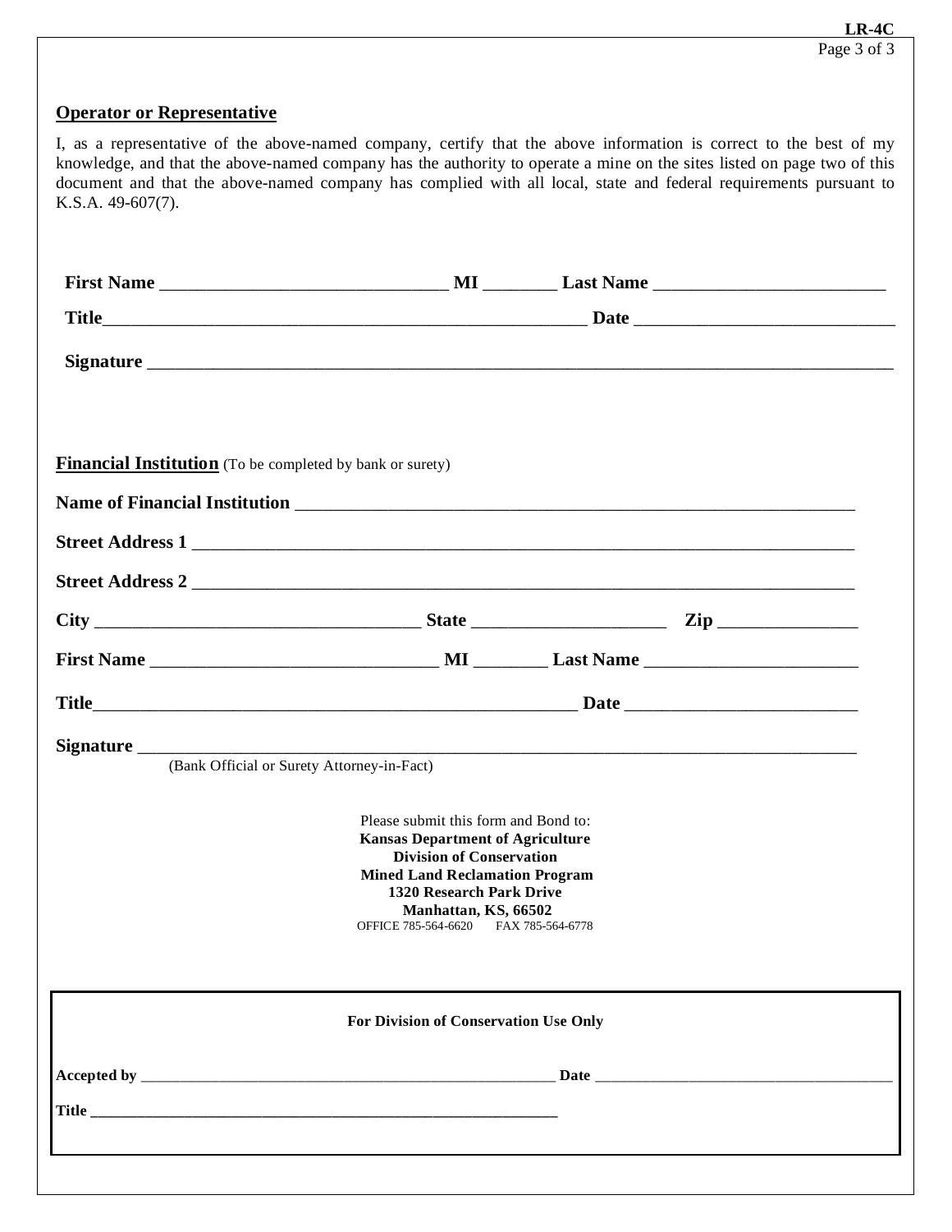## Operator or Representative

I, as a representative of the above-named company, certify that the above information is correct to the best of my knowledge, and that the above-named company has the authority to operate a mine on the sites listed on page two of this document and that the above-named company has complied with all local, state and federal requirements pursuant to K.S.A. 49-607(7).

**First Name** _______________________________ **MI** ________ **Last Name** _________________________

**Title**_____________________________________________________ **Date** ____________________________

**Signature** ________________________________________________________________________________

## Financial Institution (To be completed by bank or surety)

**Name of Financial Institution** ____________________________________________________________

**Street Address 1** ______________________________________________________________________

**Street Address 2** ______________________________________________________________________

**City** ___________________________________ **State** _____________________ **Zip** _______________

**First Name** _______________________________ **MI** ________ **Last Name** _______________________

**Title**_____________________________________________________ **Date** _________________________

**Signature** ________________________________________________________________________________
(Bank Official or Surety Attorney-in-Fact)

Please submit this form and Bond to:
**Kansas Department of Agriculture**
**Division of Conservation**
**Mined Land Reclamation Program**
**1320 Research Park Drive**
**Manhattan, KS, 66502**
OFFICE 785-564-6620 FAX 785-564-6778

**For Division of Conservation Use Only**

**Accepted by** _______________________________________________________ **Date** _______________________________________

**Title** _____________________________________________________________